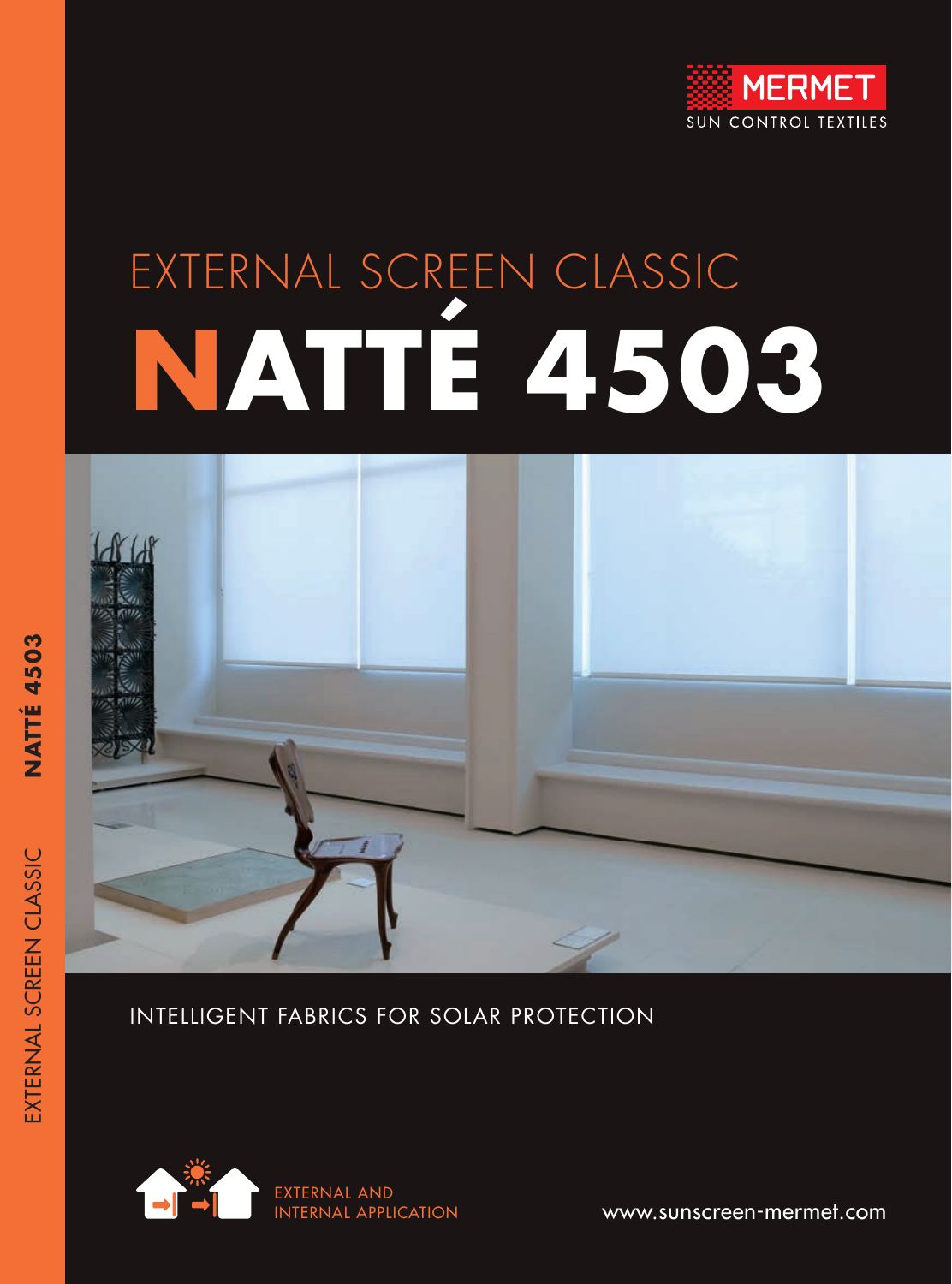MERMET
SUN CONTROL TEXTILES

EXTERNAL SCREEN CLASSIC

# NATTÉ 4503

INTELLIGENT FABRICS FOR SOLAR PROTECTION

EXTERNAL AND
INTERNAL APPLICATION

www.sunscreen-mermet.com

EXTERNAL SCREEN CLASSIC **NATTÉ 4503**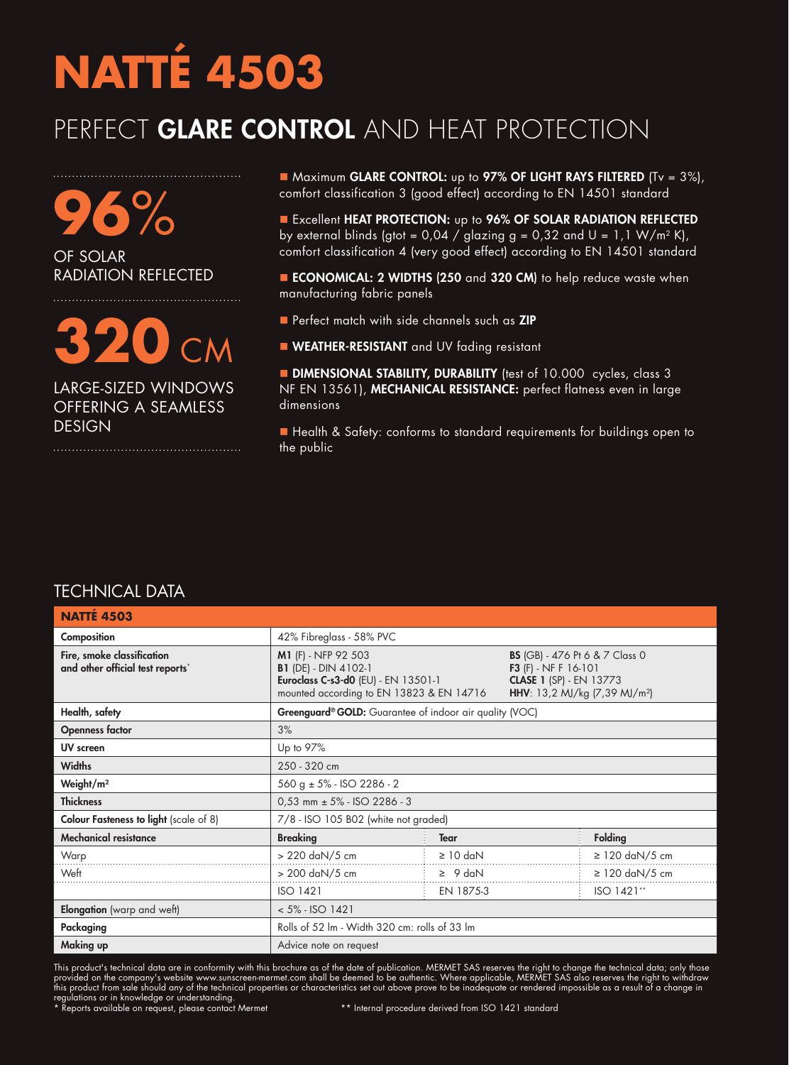# NATTÉ 4503

## PERFECT **GLARE CONTROL** AND HEAT PROTECTION

**96%**
OF SOLAR RADIATION REFLECTED

**320 CM**
LARGE-SIZED WINDOWS OFFERING A SEAMLESS DESIGN

- Maximum **GLARE CONTROL:** up to **97% OF LIGHT RAYS FILTERED** (Tv = 3%), comfort classification 3 (good effect) according to EN 14501 standard
- Excellent **HEAT PROTECTION:** up to **96% OF SOLAR RADIATION REFLECTED** by external blinds (gtot = 0,04 / glazing g = 0,32 and U = 1,1 W/m² K), comfort classification 4 (very good effect) according to EN 14501 standard
- **ECONOMICAL: 2 WIDTHS (250** and **320 CM)** to help reduce waste when manufacturing fabric panels
- Perfect match with side channels such as **ZIP**
- **WEATHER-RESISTANT** and UV fading resistant
- **DIMENSIONAL STABILITY, DURABILITY** (test of 10.000 cycles, class 3 NF EN 13561), **MECHANICAL RESISTANCE:** perfect flatness even in large dimensions
- Health & Safety: conforms to standard requirements for buildings open to the public

## TECHNICAL DATA

| **NATTÉ 4503** | | | |
|---|---|---|---|
| **Composition** | 42% Fibreglass - 58% PVC | | |
| **Fire, smoke classification and other official test reports*** | **M1** (F) - NFP 92 503<br>**B1** (DE) - DIN 4102-1<br>**Euroclass C-s3-d0** (EU) - EN 13501-1<br>mounted according to EN 13823 & EN 14716 | **BS** (GB) - 476 Pt 6 & 7 Class 0<br>**F3** (F) - NF F 16-101<br>**CLASE 1** (SP) - EN 13773<br>**HHV**: 13,2 MJ/kg (7,39 MJ/m²) | |
| **Health, safety** | **Greenguard® GOLD:** Guarantee of indoor air quality (VOC) | | |
| **Openness factor** | 3% | | |
| **UV screen** | Up to 97% | | |
| **Widths** | 250 - 320 cm | | |
| **Weight/m²** | 560 g ± 5% - ISO 2286 - 2 | | |
| **Thickness** | 0,53 mm ± 5% - ISO 2286 - 3 | | |
| **Colour Fasteness to light** (scale of 8) | 7/8 - ISO 105 B02 (white not graded) | | |
| **Mechanical resistance** | **Breaking** | **Tear** | **Folding** |
| Warp | > 220 daN/5 cm | ≥ 10 daN | ≥ 120 daN/5 cm |
| Weft | > 200 daN/5 cm | ≥ 9 daN | ≥ 120 daN/5 cm |
| | ISO 1421 | EN 1875-3 | ISO 1421** |
| **Elongation** (warp and weft) | < 5% - ISO 1421 | | |
| **Packaging** | Rolls of 52 lm - Width 320 cm: rolls of 33 lm | | |
| **Making up** | Advice note on request | | |

This product's technical data are in conformity with this brochure as of the date of publication. MERMET SAS reserves the right to change the technical data; only those provided on the company's website www.sunscreen-mermet.com shall be deemed to be authentic. Where applicable, MERMET SAS also reserves the right to withdraw this product from sale should any of the technical properties or characteristics set out above prove to be inadequate or rendered impossible as a result of a change in regulations or in knowledge or understanding.

\* Reports available on request, please contact Mermet

\*\* Internal procedure derived from ISO 1421 standard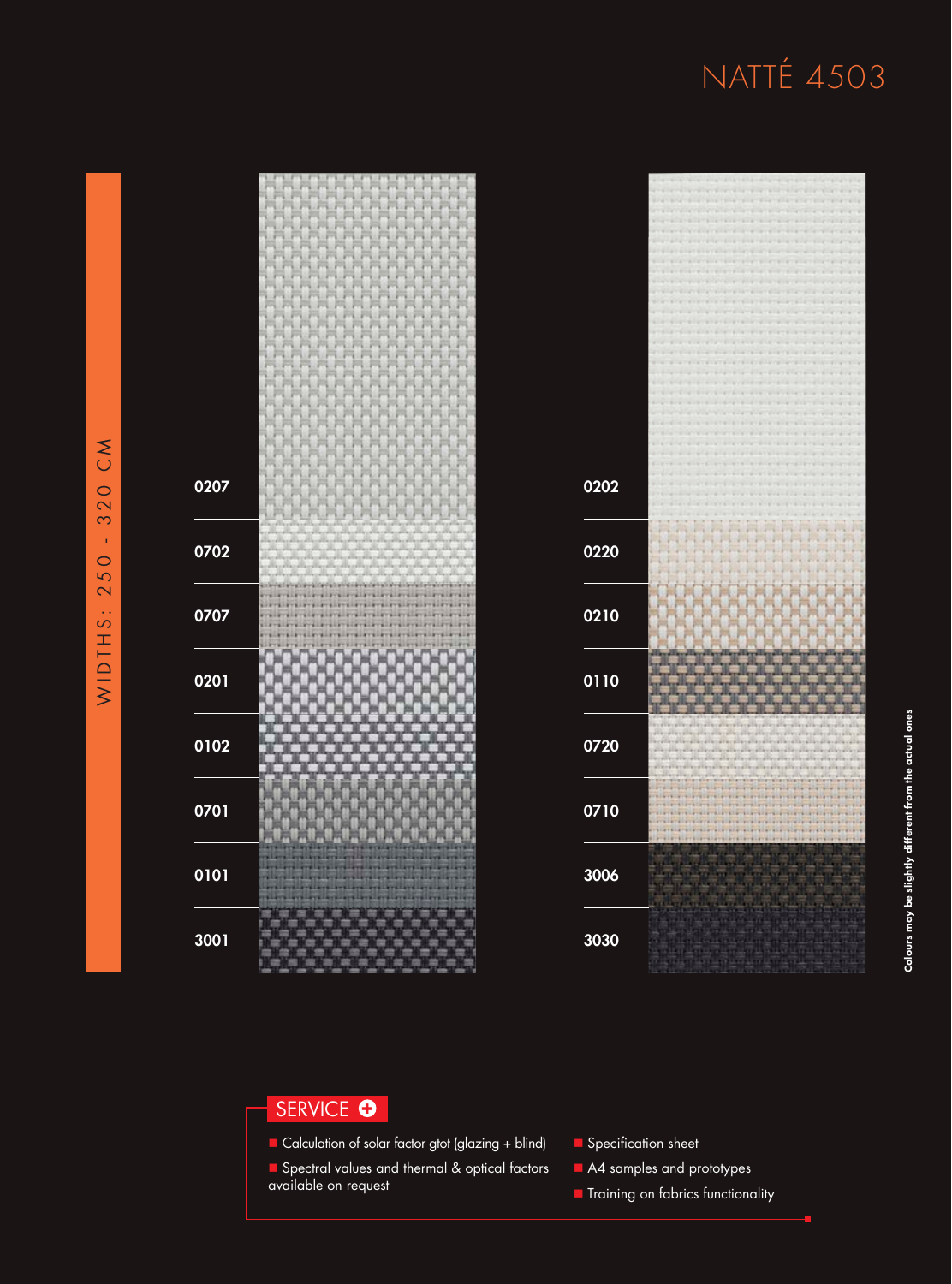# NATTÉ 4503

WIDTHS: 250 - 320 CM

0207
0702
0707
0201
0102
0701
0101
3001

0202
0220
0210
0110
0720
0710
3006
3030

Colours may be slightly different from the actual ones

## SERVICE

- Calculation of solar factor gtot (glazing + blind)
- Spectral values and thermal & optical factors available on request
- Specification sheet
- A4 samples and prototypes
- Training on fabrics functionality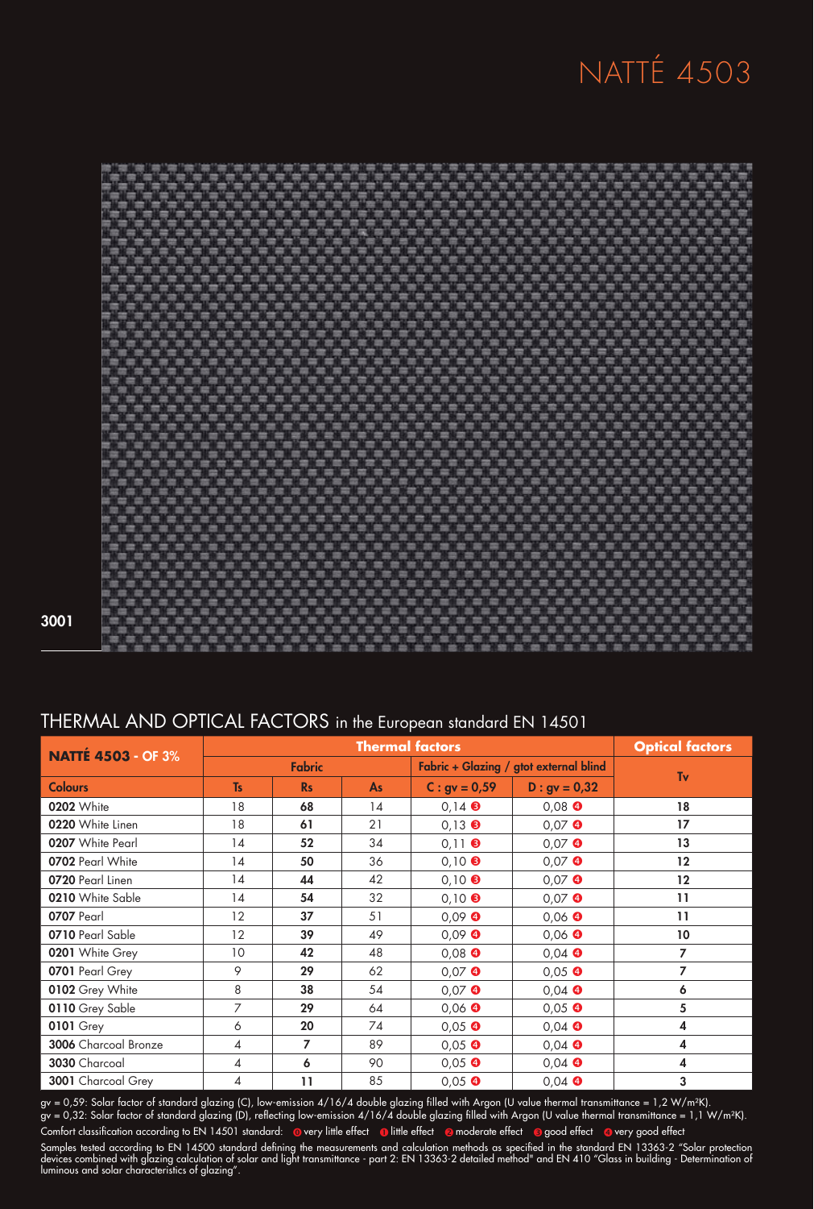# NATTÉ 4503

3001

## THERMAL AND OPTICAL FACTORS in the European standard EN 14501

| NATTÉ 4503 - OF 3% | Thermal factors | | | | | Optical factors |
|---|---|---|---|---|---|---|
| | Fabric | | | Fabric + Glazing / gtot external blind | | Tv |
| Colours | Ts | Rs | As | C : gv = 0,59 | D : gv = 0,32 | |
| **0202** White | 18 | **68** | 14 | 0,14 ❸ | 0,08 ❹ | **18** |
| **0220** White Linen | 18 | **61** | 21 | 0,13 ❸ | 0,07 ❹ | **17** |
| **0207** White Pearl | 14 | **52** | 34 | 0,11 ❸ | 0,07 ❹ | **13** |
| **0702** Pearl White | 14 | **50** | 36 | 0,10 ❸ | 0,07 ❹ | **12** |
| **0720** Pearl Linen | 14 | **44** | 42 | 0,10 ❸ | 0,07 ❹ | **12** |
| **0210** White Sable | 14 | **54** | 32 | 0,10 ❸ | 0,07 ❹ | **11** |
| **0707** Pearl | 12 | **37** | 51 | 0,09 ❹ | 0,06 ❹ | **11** |
| **0710** Pearl Sable | 12 | **39** | 49 | 0,09 ❹ | 0,06 ❹ | **10** |
| **0201** White Grey | 10 | **42** | 48 | 0,08 ❹ | 0,04 ❹ | **7** |
| **0701** Pearl Grey | 9 | **29** | 62 | 0,07 ❹ | 0,05 ❹ | **7** |
| **0102** Grey White | 8 | **38** | 54 | 0,07 ❹ | 0,04 ❹ | **6** |
| **0110** Grey Sable | 7 | **29** | 64 | 0,06 ❹ | 0,05 ❹ | **5** |
| **0101** Grey | 6 | **20** | 74 | 0,05 ❹ | 0,04 ❹ | **4** |
| **3006** Charcoal Bronze | 4 | **7** | 89 | 0,05 ❹ | 0,04 ❹ | **4** |
| **3030** Charcoal | 4 | **6** | 90 | 0,05 ❹ | 0,04 ❹ | **4** |
| **3001** Charcoal Grey | 4 | **11** | 85 | 0,05 ❹ | 0,04 ❹ | **3** |

gv = 0,59: Solar factor of standard glazing (C), low-emission 4/16/4 double glazing filled with Argon (U value thermal transmittance = 1,2 W/m²K).
gv = 0,32: Solar factor of standard glazing (D), reflecting low-emission 4/16/4 double glazing filled with Argon (U value thermal transmittance = 1,1 W/m²K).

Comfort classification according to EN 14501 standard: ⓿ very little effect ❶ little effect ❷ moderate effect ❸ good effect ❹ very good effect

Samples tested according to EN 14500 standard defining the measurements and calculation methods as specified in the standard EN 13363-2 "Solar protection devices combined with glazing calculation of solar and light transmittance - part 2: EN 13363-2 detailed method" and EN 410 "Glass in building - Determination of luminous and solar characteristics of glazing".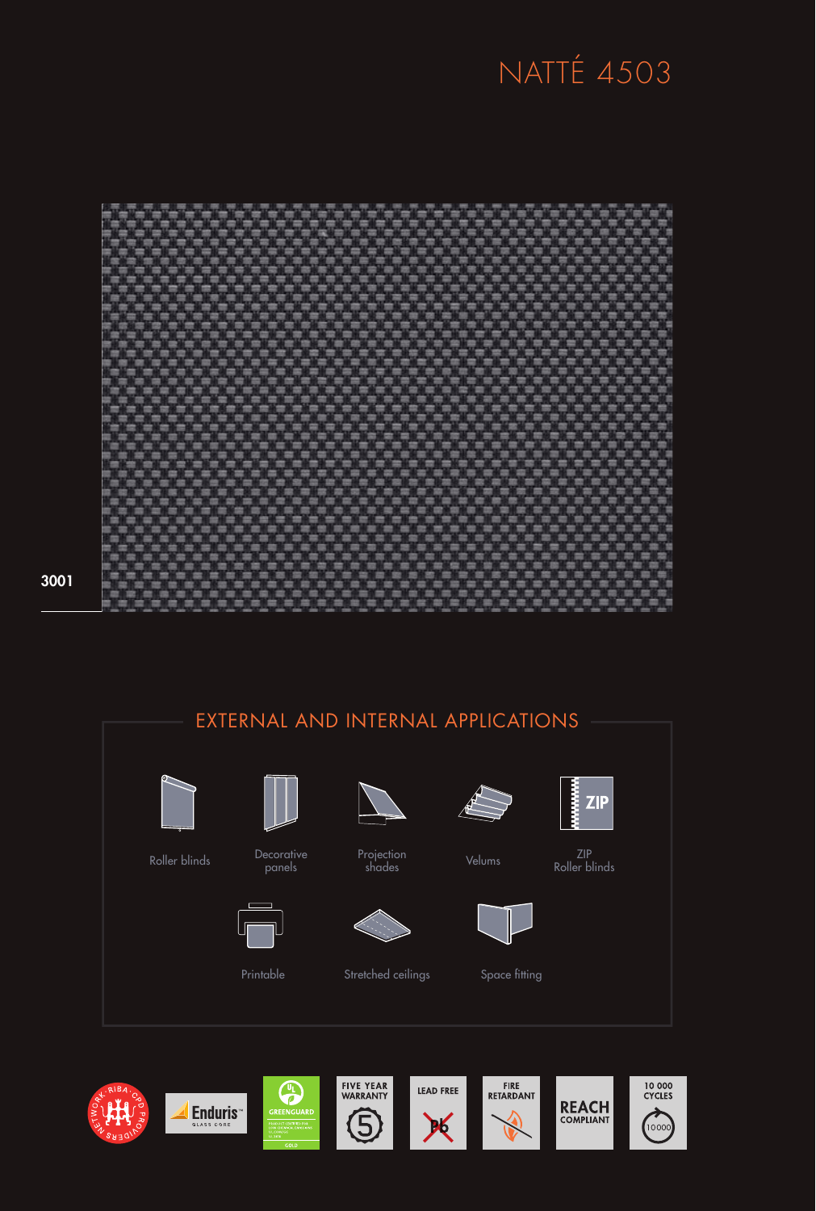# NATTÉ 4503

3001

## EXTERNAL AND INTERNAL APPLICATIONS

- Roller blinds
- Decorative panels
- Projection shades
- Velums
- ZIP Roller blinds
- Printable
- Stretched ceilings
- Space fitting

Enduris™ GLASS CORE

GREENGUARD GOLD

FIVE YEAR WARRANTY

LEAD FREE

FIRE RETARDANT

REACH COMPLIANT

10 000 CYCLES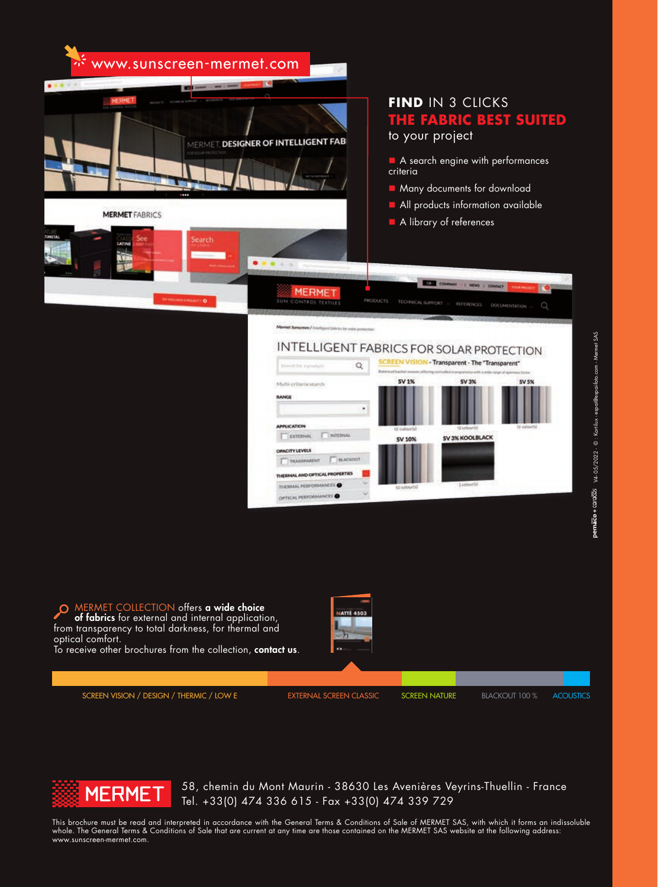www.sunscreen-mermet.com

## FIND IN 3 CLICKS THE FABRIC BEST SUITED to your project

- A search engine with performances criteria
- Many documents for download
- All products information available
- A library of references

MERMET COLLECTION offers **a wide choice of fabrics** for external and internal application, from transparency to total darkness, for thermal and optical comfort.
To receive other brochures from the collection, **contact us**.

SCREEN VISION / DESIGN / THERMIC / LOW E
EXTERNAL SCREEN CLASSIC
SCREEN NATURE
BLACKOUT 100 %
ACOUSTICS

MERMET
58, chemin du Mont Maurin - 38630 Les Avenières Veyrins-Thuellin - France
Tel. +33(0) 474 336 615 - Fax +33(0) 474 339 729

This brochure must be read and interpreted in accordance with the General Terms & Conditions of Sale of MERMET SAS, with which it forms an indissoluble whole. The General Terms & Conditions of Sale that are current at any time are those contained on the MERMET SAS website at the following address: www.sunscreen-mermet.com.

pemaco + caracas V4 05/2022 - © : Kortlux - expo@expokoto.com - Mermet SAS